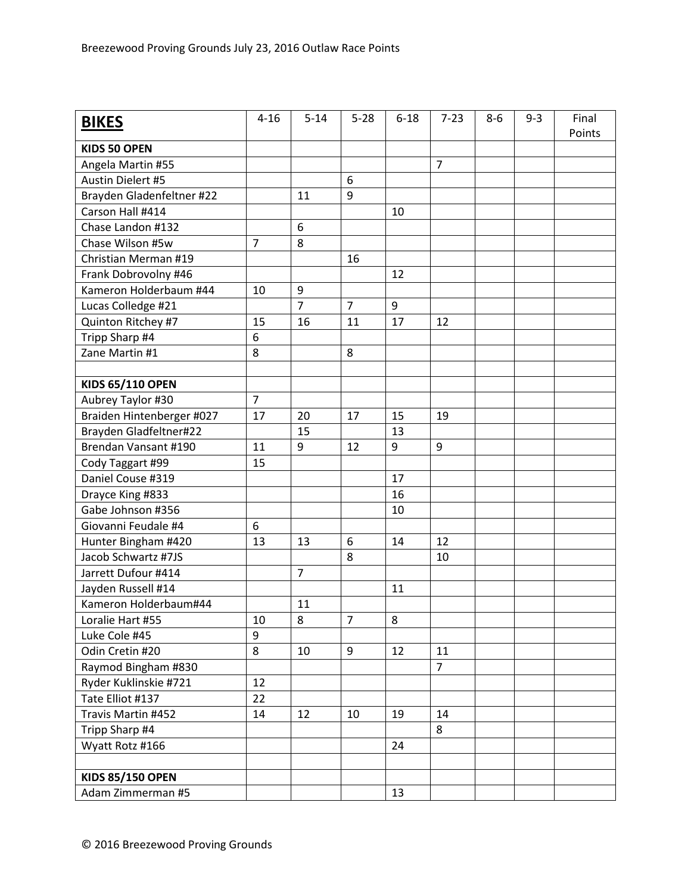Breezewood Proving Grounds July 23, 2016 Outlaw Race Points

| **BIKES** | 4-16 | 5-14 | 5-28 | 6-18 | 7-23 | 8-6 | 9-3 | Final Points |
|---|---|---|---|---|---|---|---|---|
| **KIDS 50 OPEN** | | | | | | | | |
| Angela Martin #55 | | | | | 7 | | | |
| Austin Dielert #5 | | | 6 | | | | | |
| Brayden Gladenfeltner #22 | | 11 | 9 | | | | | |
| Carson Hall #414 | | | | 10 | | | | |
| Chase Landon #132 | | 6 | | | | | | |
| Chase Wilson #5w | 7 | 8 | | | | | | |
| Christian Merman #19 | | | 16 | | | | | |
| Frank Dobrovolny #46 | | | | 12 | | | | |
| Kameron Holderbaum #44 | 10 | 9 | | | | | | |
| Lucas Colledge #21 | | 7 | 7 | 9 | | | | |
| Quinton Ritchey #7 | 15 | 16 | 11 | 17 | 12 | | | |
| Tripp Sharp #4 | 6 | | | | | | | |
| Zane Martin #1 | 8 | | 8 | | | | | |
| | | | | | | | | |
| **KIDS 65/110 OPEN** | | | | | | | | |
| Aubrey Taylor #30 | 7 | | | | | | | |
| Braiden Hintenberger #027 | 17 | 20 | 17 | 15 | 19 | | | |
| Brayden Gladfeltner#22 | | 15 | | 13 | | | | |
| Brendan Vansant #190 | 11 | 9 | 12 | 9 | 9 | | | |
| Cody Taggart #99 | 15 | | | | | | | |
| Daniel Couse #319 | | | | 17 | | | | |
| Drayce King #833 | | | | 16 | | | | |
| Gabe Johnson #356 | | | | 10 | | | | |
| Giovanni Feudale #4 | 6 | | | | | | | |
| Hunter Bingham #420 | 13 | 13 | 6 | 14 | 12 | | | |
| Jacob Schwartz #7JS | | | 8 | | 10 | | | |
| Jarrett Dufour #414 | | 7 | | | | | | |
| Jayden Russell #14 | | | | 11 | | | | |
| Kameron Holderbaum#44 | | 11 | | | | | | |
| Loralie Hart #55 | 10 | 8 | 7 | 8 | | | | |
| Luke Cole #45 | 9 | | | | | | | |
| Odin Cretin #20 | 8 | 10 | 9 | 12 | 11 | | | |
| Raymod Bingham #830 | | | | | 7 | | | |
| Ryder Kuklinskie #721 | 12 | | | | | | | |
| Tate Elliot #137 | 22 | | | | | | | |
| Travis Martin #452 | 14 | 12 | 10 | 19 | 14 | | | |
| Tripp Sharp #4 | | | | | 8 | | | |
| Wyatt Rotz #166 | | | | 24 | | | | |
| | | | | | | | | |
| **KIDS 85/150 OPEN** | | | | | | | | |
| Adam Zimmerman #5 | | | | 13 | | | | |

© 2016 Breezewood Proving Grounds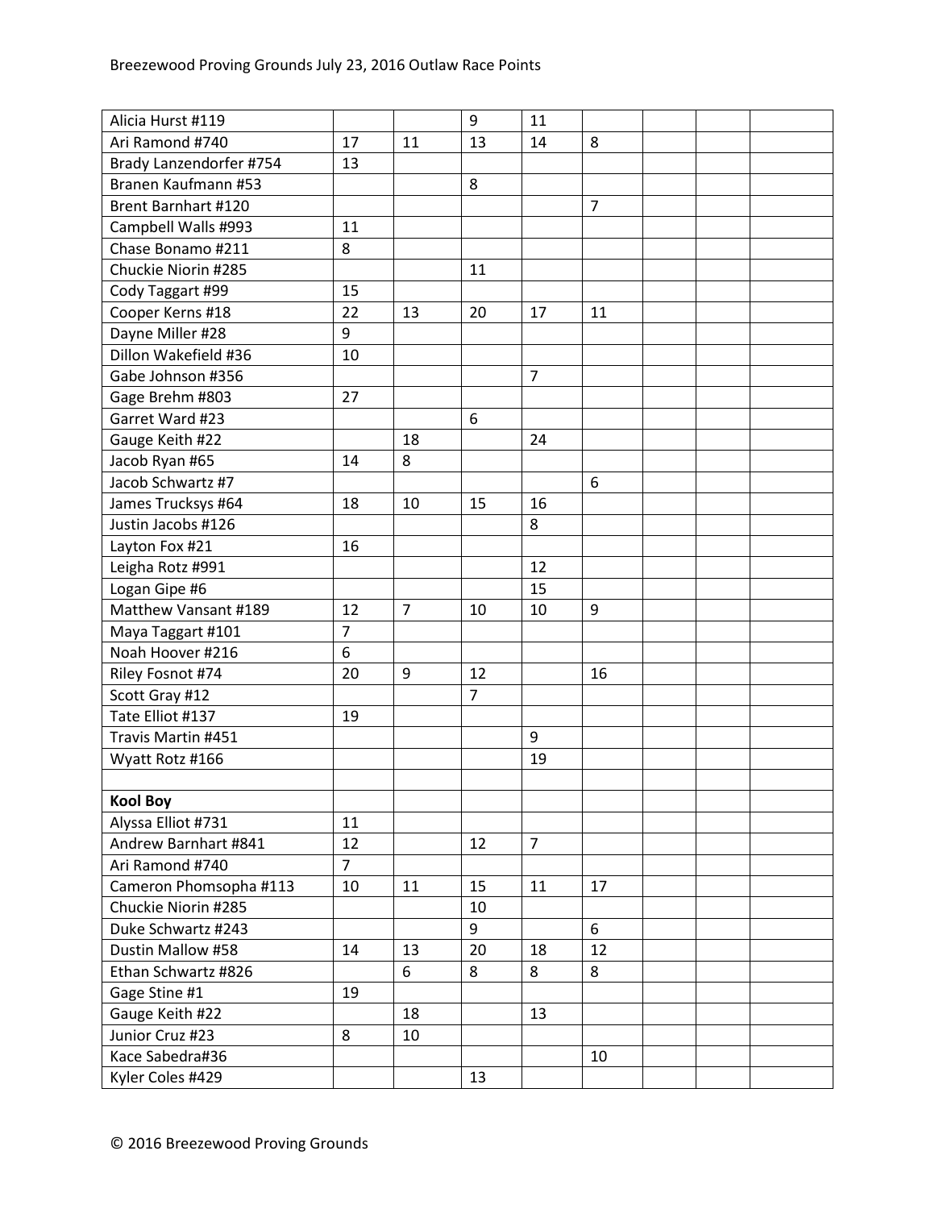| | | | | | | | | |
|---|---|---|---|---|---|---|---|---|
| Alicia Hurst #119 | | | 9 | 11 | | | | |
| Ari Ramond #740 | 17 | 11 | 13 | 14 | 8 | | | |
| Brady Lanzendorfer #754 | 13 | | | | | | | |
| Branen Kaufmann #53 | | | 8 | | | | | |
| Brent Barnhart #120 | | | | | 7 | | | |
| Campbell Walls #993 | 11 | | | | | | | |
| Chase Bonamo #211 | 8 | | | | | | | |
| Chuckie Niorin #285 | | | 11 | | | | | |
| Cody Taggart #99 | 15 | | | | | | | |
| Cooper Kerns #18 | 22 | 13 | 20 | 17 | 11 | | | |
| Dayne Miller #28 | 9 | | | | | | | |
| Dillon Wakefield #36 | 10 | | | | | | | |
| Gabe Johnson #356 | | | | 7 | | | | |
| Gage Brehm #803 | 27 | | | | | | | |
| Garret Ward #23 | | | 6 | | | | | |
| Gauge Keith #22 | | 18 | | 24 | | | | |
| Jacob Ryan #65 | 14 | 8 | | | | | | |
| Jacob Schwartz #7 | | | | | 6 | | | |
| James Trucksys #64 | 18 | 10 | 15 | 16 | | | | |
| Justin Jacobs #126 | | | | 8 | | | | |
| Layton Fox #21 | 16 | | | | | | | |
| Leigha Rotz #991 | | | | 12 | | | | |
| Logan Gipe #6 | | | | 15 | | | | |
| Matthew Vansant #189 | 12 | 7 | 10 | 10 | 9 | | | |
| Maya Taggart #101 | 7 | | | | | | | |
| Noah Hoover #216 | 6 | | | | | | | |
| Riley Fosnot #74 | 20 | 9 | 12 | | 16 | | | |
| Scott Gray #12 | | | 7 | | | | | |
| Tate Elliot #137 | 19 | | | | | | | |
| Travis Martin #451 | | | | 9 | | | | |
| Wyatt Rotz #166 | | | | 19 | | | | |
| | | | | | | | | |
| **Kool Boy** | | | | | | | | |
| Alyssa Elliot #731 | 11 | | | | | | | |
| Andrew Barnhart #841 | 12 | | 12 | 7 | | | | |
| Ari Ramond #740 | 7 | | | | | | | |
| Cameron Phomsopha #113 | 10 | 11 | 15 | 11 | 17 | | | |
| Chuckie Niorin #285 | | | 10 | | | | | |
| Duke Schwartz #243 | | | 9 | | 6 | | | |
| Dustin Mallow #58 | 14 | 13 | 20 | 18 | 12 | | | |
| Ethan Schwartz #826 | | 6 | 8 | 8 | 8 | | | |
| Gage Stine #1 | 19 | | | | | | | |
| Gauge Keith #22 | | 18 | | 13 | | | | |
| Junior Cruz #23 | 8 | 10 | | | | | | |
| Kace Sabedra#36 | | | | | 10 | | | |
| Kyler Coles #429 | | | 13 | | | | | |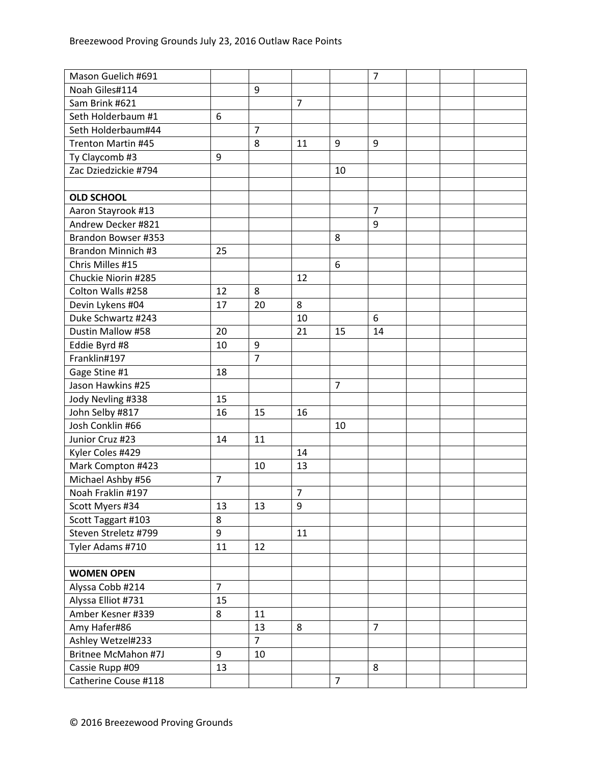| | | | | | | | | |
|---|---|---|---|---|---|---|---|---|
| Mason Guelich #691 | | | | | 7 | | | |
| Noah Giles#114 | | 9 | | | | | | |
| Sam Brink #621 | | | 7 | | | | | |
| Seth Holderbaum #1 | 6 | | | | | | | |
| Seth Holderbaum#44 | | 7 | | | | | | |
| Trenton Martin #45 | | 8 | 11 | 9 | 9 | | | |
| Ty Claycomb #3 | 9 | | | | | | | |
| Zac Dziedzickie #794 | | | | 10 | | | | |
| | | | | | | | | |
| **OLD SCHOOL** | | | | | | | | |
| Aaron Stayrook #13 | | | | | 7 | | | |
| Andrew Decker #821 | | | | | 9 | | | |
| Brandon Bowser #353 | | | | 8 | | | | |
| Brandon Minnich #3 | 25 | | | | | | | |
| Chris Milles #15 | | | | 6 | | | | |
| Chuckie Niorin #285 | | | 12 | | | | | |
| Colton Walls #258 | 12 | 8 | | | | | | |
| Devin Lykens #04 | 17 | 20 | 8 | | | | | |
| Duke Schwartz #243 | | | 10 | | 6 | | | |
| Dustin Mallow #58 | 20 | | 21 | 15 | 14 | | | |
| Eddie Byrd #8 | 10 | 9 | | | | | | |
| Franklin#197 | | 7 | | | | | | |
| Gage Stine #1 | 18 | | | | | | | |
| Jason Hawkins #25 | | | | 7 | | | | |
| Jody Nevling #338 | 15 | | | | | | | |
| John Selby #817 | 16 | 15 | 16 | | | | | |
| Josh Conklin #66 | | | | 10 | | | | |
| Junior Cruz #23 | 14 | 11 | | | | | | |
| Kyler Coles #429 | | | 14 | | | | | |
| Mark Compton #423 | | 10 | 13 | | | | | |
| Michael Ashby #56 | 7 | | | | | | | |
| Noah Fraklin #197 | | | 7 | | | | | |
| Scott Myers #34 | 13 | 13 | 9 | | | | | |
| Scott Taggart #103 | 8 | | | | | | | |
| Steven Streletz #799 | 9 | | 11 | | | | | |
| Tyler Adams #710 | 11 | 12 | | | | | | |
| | | | | | | | | |
| **WOMEN OPEN** | | | | | | | | |
| Alyssa Cobb #214 | 7 | | | | | | | |
| Alyssa Elliot #731 | 15 | | | | | | | |
| Amber Kesner #339 | 8 | 11 | | | | | | |
| Amy Hafer#86 | | 13 | 8 | | 7 | | | |
| Ashley Wetzel#233 | | 7 | | | | | | |
| Britnee McMahon #7J | 9 | 10 | | | | | | |
| Cassie Rupp #09 | 13 | | | | 8 | | | |
| Catherine Couse #118 | | | | 7 | | | | |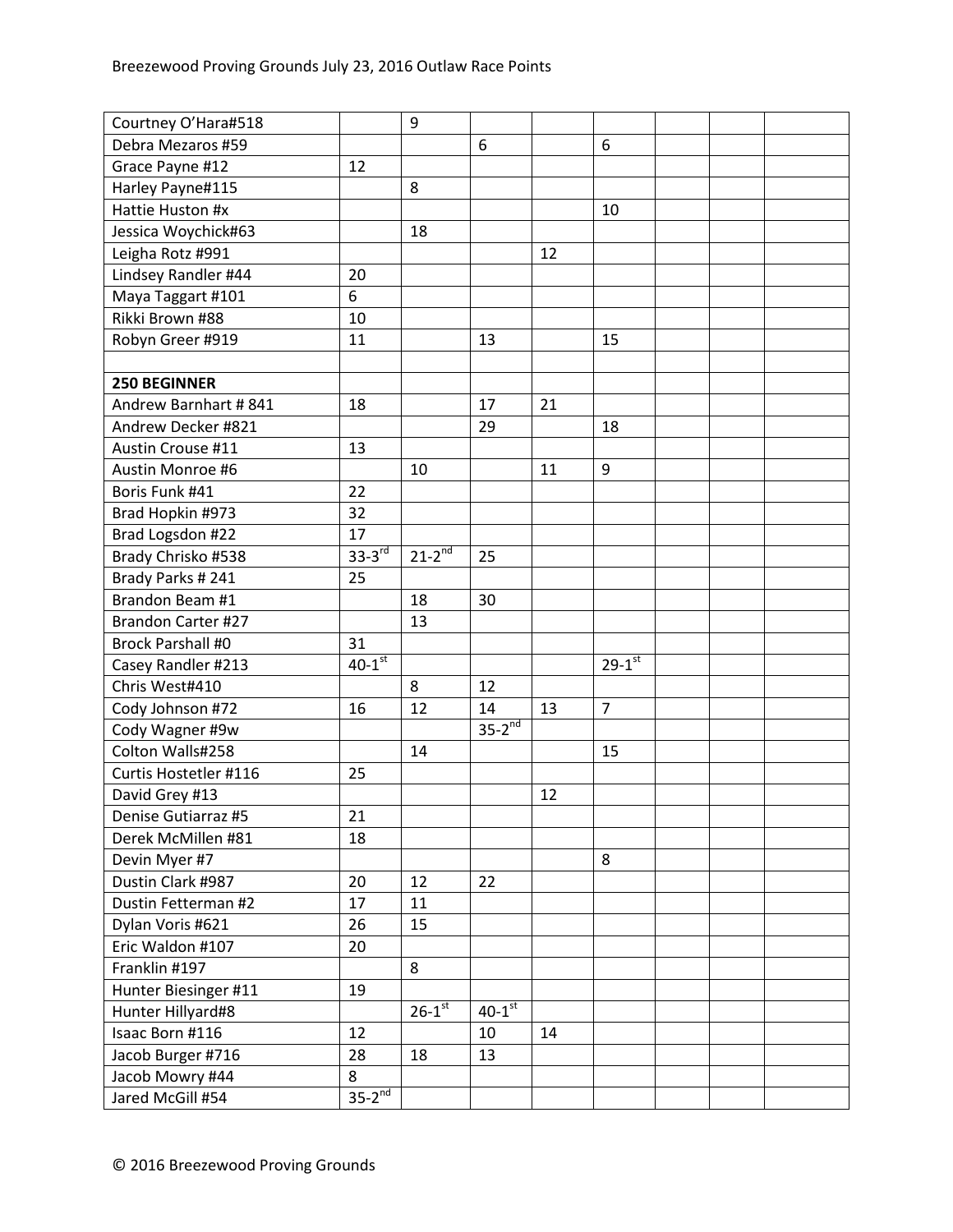| | | | | | | | | |
|---|---|---|---|---|---|---|---|---|
| Courtney O'Hara#518 | | 9 | | | | | | |
| Debra Mezaros #59 | | | 6 | | 6 | | | |
| Grace Payne #12 | 12 | | | | | | | |
| Harley Payne#115 | | 8 | | | | | | |
| Hattie Huston #x | | | | | 10 | | | |
| Jessica Woychick#63 | | 18 | | | | | | |
| Leigha Rotz #991 | | | | 12 | | | | |
| Lindsey Randler #44 | 20 | | | | | | | |
| Maya Taggart #101 | 6 | | | | | | | |
| Rikki Brown #88 | 10 | | | | | | | |
| Robyn Greer #919 | 11 | | 13 | | 15 | | | |
| | | | | | | | | |
| **250 BEGINNER** | | | | | | | | |
| Andrew Barnhart # 841 | 18 | | 17 | 21 | | | | |
| Andrew Decker #821 | | | 29 | | 18 | | | |
| Austin Crouse #11 | 13 | | | | | | | |
| Austin Monroe #6 | | 10 | | 11 | 9 | | | |
| Boris Funk #41 | 22 | | | | | | | |
| Brad Hopkin #973 | 32 | | | | | | | |
| Brad Logsdon #22 | 17 | | | | | | | |
| Brady Chrisko #538 | 33-3rd | 21-2nd | 25 | | | | | |
| Brady Parks # 241 | 25 | | | | | | | |
| Brandon Beam #1 | | 18 | 30 | | | | | |
| Brandon Carter #27 | | 13 | | | | | | |
| Brock Parshall #0 | 31 | | | | | | | |
| Casey Randler #213 | 40-1st | | | | 29-1st | | | |
| Chris West#410 | | 8 | 12 | | | | | |
| Cody Johnson #72 | 16 | 12 | 14 | 13 | 7 | | | |
| Cody Wagner #9w | | | 35-2nd | | | | | |
| Colton Walls#258 | | 14 | | | 15 | | | |
| Curtis Hostetler #116 | 25 | | | | | | | |
| David Grey #13 | | | | 12 | | | | |
| Denise Gutiarraz #5 | 21 | | | | | | | |
| Derek McMillen #81 | 18 | | | | | | | |
| Devin Myer #7 | | | | | 8 | | | |
| Dustin Clark #987 | 20 | 12 | 22 | | | | | |
| Dustin Fetterman #2 | 17 | 11 | | | | | | |
| Dylan Voris #621 | 26 | 15 | | | | | | |
| Eric Waldon #107 | 20 | | | | | | | |
| Franklin #197 | | 8 | | | | | | |
| Hunter Biesinger #11 | 19 | | | | | | | |
| Hunter Hillyard#8 | | 26-1st | 40-1st | | | | | |
| Isaac Born #116 | 12 | | 10 | 14 | | | | |
| Jacob Burger #716 | 28 | 18 | 13 | | | | | |
| Jacob Mowry #44 | 8 | | | | | | | |
| Jared McGill #54 | 35-2nd | | | | | | | |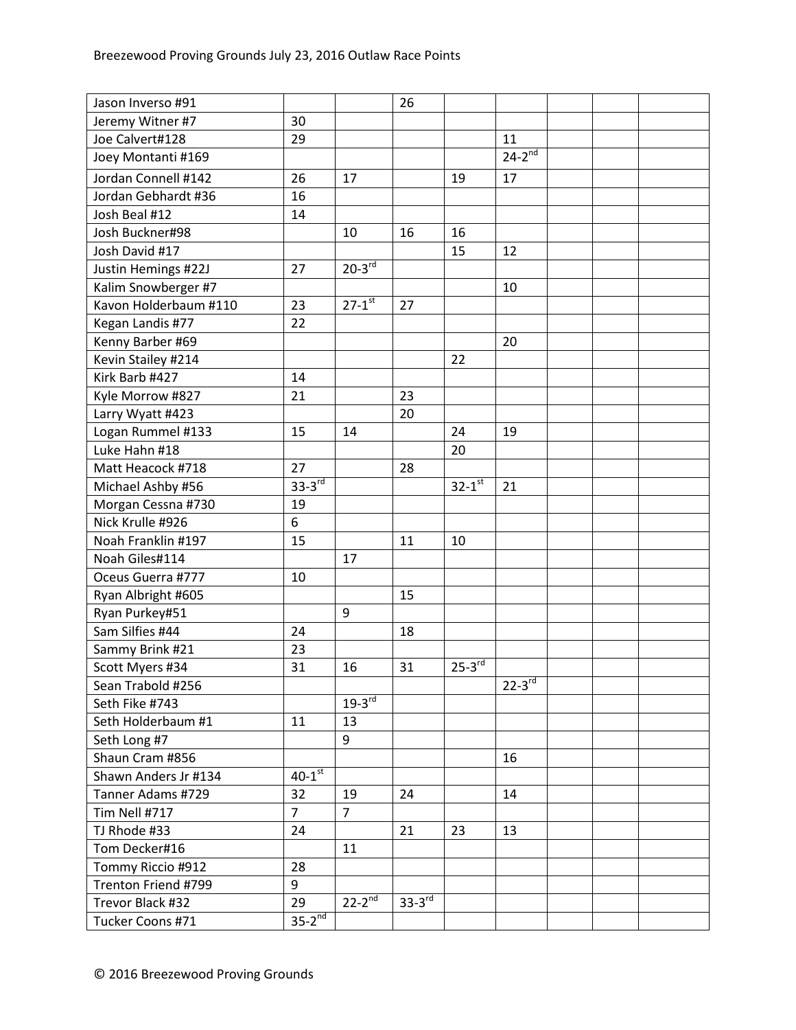Breezewood Proving Grounds July 23, 2016 Outlaw Race Points

| | | | | | | | | |
|---|---|---|---|---|---|---|---|---|
| Jason Inverso #91 | | | 26 | | | | | |
| Jeremy Witner #7 | 30 | | | | | | | |
| Joe Calvert#128 | 29 | | | | 11 | | | |
| Joey Montanti #169 | | | | | 24-2nd | | | |
| Jordan Connell #142 | 26 | 17 | | 19 | 17 | | | |
| Jordan Gebhardt #36 | 16 | | | | | | | |
| Josh Beal #12 | 14 | | | | | | | |
| Josh Buckner#98 | | 10 | 16 | 16 | | | | |
| Josh David #17 | | | | 15 | 12 | | | |
| Justin Hemings #22J | 27 | 20-3rd | | | | | | |
| Kalim Snowberger #7 | | | | | 10 | | | |
| Kavon Holderbaum #110 | 23 | 27-1st | 27 | | | | | |
| Kegan Landis #77 | 22 | | | | | | | |
| Kenny Barber #69 | | | | | 20 | | | |
| Kevin Stailey #214 | | | | 22 | | | | |
| Kirk Barb #427 | 14 | | | | | | | |
| Kyle Morrow #827 | 21 | | 23 | | | | | |
| Larry Wyatt #423 | | | 20 | | | | | |
| Logan Rummel #133 | 15 | 14 | | 24 | 19 | | | |
| Luke Hahn #18 | | | | 20 | | | | |
| Matt Heacock #718 | 27 | | 28 | | | | | |
| Michael Ashby #56 | 33-3rd | | | 32-1st | 21 | | | |
| Morgan Cessna #730 | 19 | | | | | | | |
| Nick Krulle #926 | 6 | | | | | | | |
| Noah Franklin #197 | 15 | | 11 | 10 | | | | |
| Noah Giles#114 | | 17 | | | | | | |
| Oceus Guerra #777 | 10 | | | | | | | |
| Ryan Albright #605 | | | 15 | | | | | |
| Ryan Purkey#51 | | 9 | | | | | | |
| Sam Silfies #44 | 24 | | 18 | | | | | |
| Sammy Brink #21 | 23 | | | | | | | |
| Scott Myers #34 | 31 | 16 | 31 | 25-3rd | | | | |
| Sean Trabold #256 | | | | | 22-3rd | | | |
| Seth Fike #743 | | 19-3rd | | | | | | |
| Seth Holderbaum #1 | 11 | 13 | | | | | | |
| Seth Long #7 | | 9 | | | | | | |
| Shaun Cram #856 | | | | | 16 | | | |
| Shawn Anders Jr #134 | 40-1st | | | | | | | |
| Tanner Adams #729 | 32 | 19 | 24 | | 14 | | | |
| Tim Nell #717 | 7 | 7 | | | | | | |
| TJ Rhode #33 | 24 | | 21 | 23 | 13 | | | |
| Tom Decker#16 | | 11 | | | | | | |
| Tommy Riccio #912 | 28 | | | | | | | |
| Trenton Friend #799 | 9 | | | | | | | |
| Trevor Black #32 | 29 | 22-2nd | 33-3rd | | | | | |
| Tucker Coons #71 | 35-2nd | | | | | | | |

© 2016 Breezewood Proving Grounds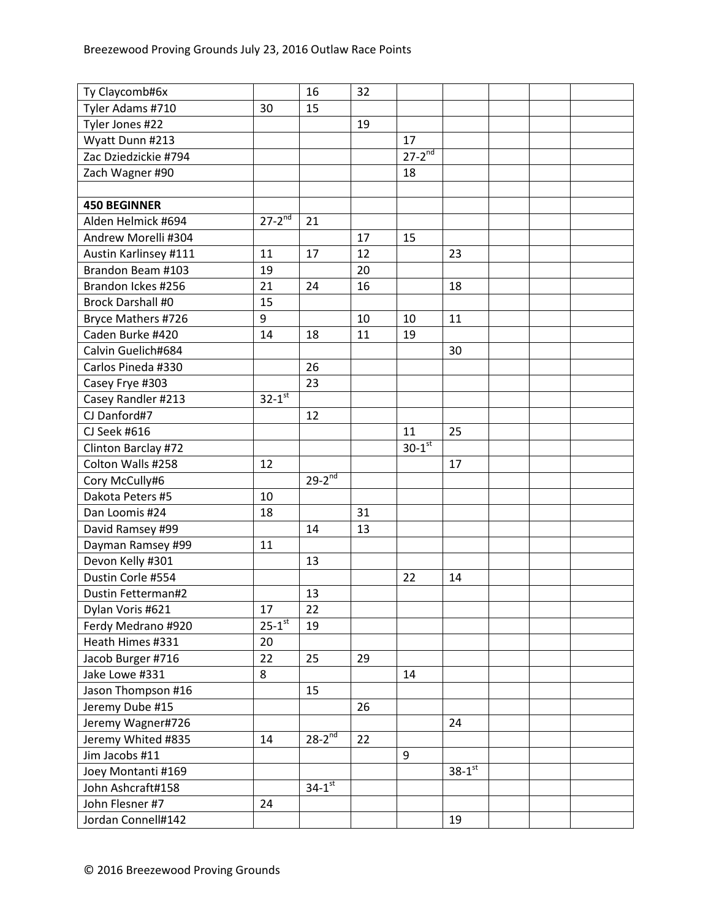| | | | | | | | | |
|---|---|---|---|---|---|---|---|---|
| Ty Claycomb#6x | | 16 | 32 | | | | | |
| Tyler Adams #710 | 30 | 15 | | | | | | |
| Tyler Jones #22 | | | 19 | | | | | |
| Wyatt Dunn #213 | | | | 17 | | | | |
| Zac Dziedzickie #794 | | | | 27-2nd | | | | |
| Zach Wagner #90 | | | | 18 | | | | |
| | | | | | | | | |
| **450 BEGINNER** | | | | | | | | |
| Alden Helmick #694 | 27-2nd | 21 | | | | | | |
| Andrew Morelli #304 | | | 17 | 15 | | | | |
| Austin Karlinsey #111 | 11 | 17 | 12 | | 23 | | | |
| Brandon Beam #103 | 19 | | 20 | | | | | |
| Brandon Ickes #256 | 21 | 24 | 16 | | 18 | | | |
| Brock Darshall #0 | 15 | | | | | | | |
| Bryce Mathers #726 | 9 | | 10 | 10 | 11 | | | |
| Caden Burke #420 | 14 | 18 | 11 | 19 | | | | |
| Calvin Guelich#684 | | | | | 30 | | | |
| Carlos Pineda #330 | | 26 | | | | | | |
| Casey Frye #303 | | 23 | | | | | | |
| Casey Randler #213 | 32-1st | | | | | | | |
| CJ Danford#7 | | 12 | | | | | | |
| CJ Seek #616 | | | | 11 | 25 | | | |
| Clinton Barclay #72 | | | | 30-1st | | | | |
| Colton Walls #258 | 12 | | | | 17 | | | |
| Cory McCully#6 | | 29-2nd | | | | | | |
| Dakota Peters #5 | 10 | | | | | | | |
| Dan Loomis #24 | 18 | | 31 | | | | | |
| David Ramsey #99 | | 14 | 13 | | | | | |
| Dayman Ramsey #99 | 11 | | | | | | | |
| Devon Kelly #301 | | 13 | | | | | | |
| Dustin Corle #554 | | | | 22 | 14 | | | |
| Dustin Fetterman#2 | | 13 | | | | | | |
| Dylan Voris #621 | 17 | 22 | | | | | | |
| Ferdy Medrano #920 | 25-1st | 19 | | | | | | |
| Heath Himes #331 | 20 | | | | | | | |
| Jacob Burger #716 | 22 | 25 | 29 | | | | | |
| Jake Lowe #331 | 8 | | | 14 | | | | |
| Jason Thompson #16 | | 15 | | | | | | |
| Jeremy Dube #15 | | | 26 | | | | | |
| Jeremy Wagner#726 | | | | | 24 | | | |
| Jeremy Whited #835 | 14 | 28-2nd | 22 | | | | | |
| Jim Jacobs #11 | | | | 9 | | | | |
| Joey Montanti #169 | | | | | 38-1st | | | |
| John Ashcraft#158 | | 34-1st | | | | | | |
| John Flesner #7 | 24 | | | | | | | |
| Jordan Connell#142 | | | | | 19 | | | |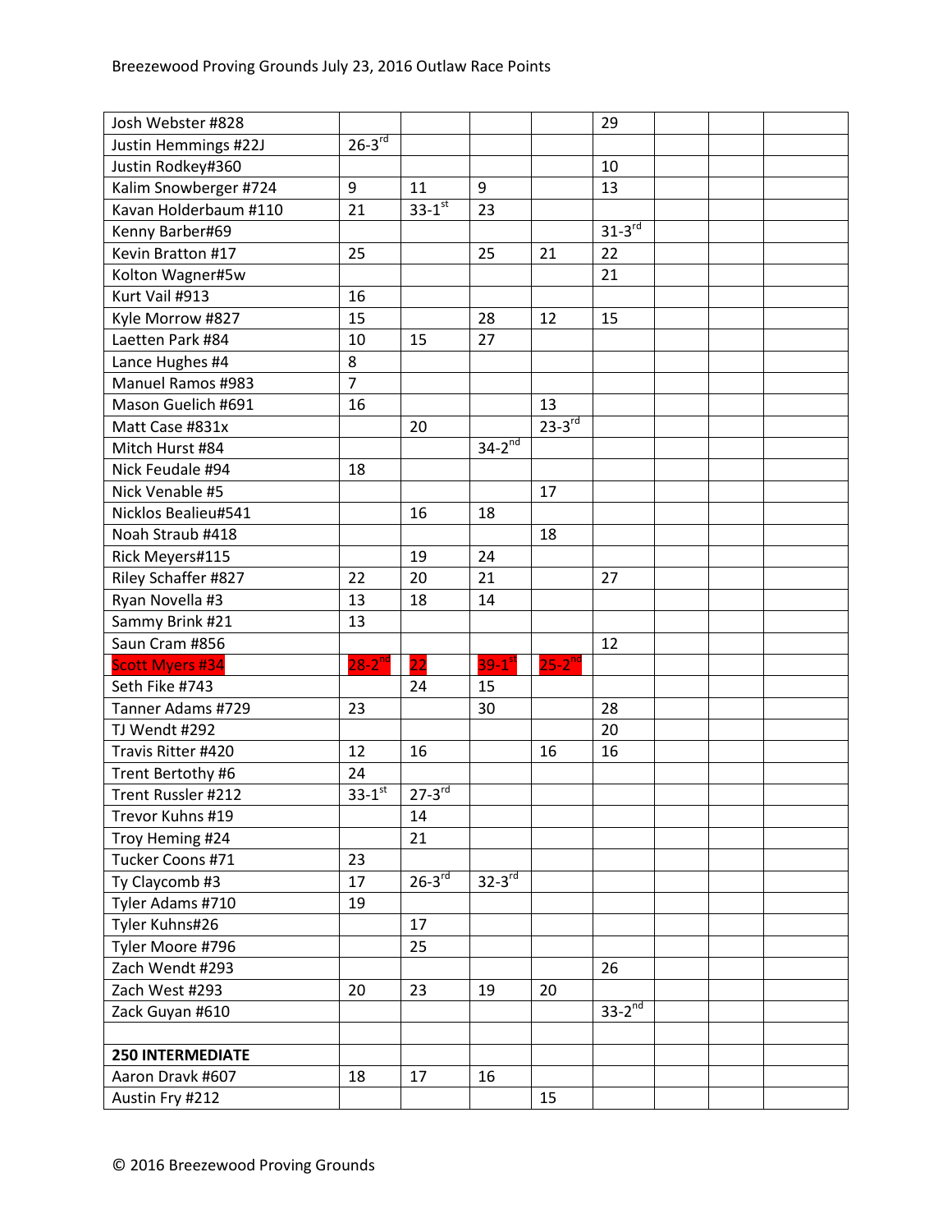| | | | | | | | | |
|---|---|---|---|---|---|---|---|---|
| Josh Webster #828 | | | | | 29 | | | |
| Justin Hemmings #22J | 26-3rd | | | | | | | |
| Justin Rodkey#360 | | | | | 10 | | | |
| Kalim Snowberger #724 | 9 | 11 | 9 | | 13 | | | |
| Kavan Holderbaum #110 | 21 | 33-1st | 23 | | | | | |
| Kenny Barber#69 | | | | | 31-3rd | | | |
| Kevin Bratton #17 | 25 | | 25 | 21 | 22 | | | |
| Kolton Wagner#5w | | | | | 21 | | | |
| Kurt Vail #913 | 16 | | | | | | | |
| Kyle Morrow #827 | 15 | | 28 | 12 | 15 | | | |
| Laetten Park #84 | 10 | 15 | 27 | | | | | |
| Lance Hughes #4 | 8 | | | | | | | |
| Manuel Ramos #983 | 7 | | | | | | | |
| Mason Guelich #691 | 16 | | | 13 | | | | |
| Matt Case #831x | | 20 | | 23-3rd | | | | |
| Mitch Hurst #84 | | | 34-2nd | | | | | |
| Nick Feudale #94 | 18 | | | | | | | |
| Nick Venable #5 | | | | 17 | | | | |
| Nicklos Bealieu#541 | | 16 | 18 | | | | | |
| Noah Straub #418 | | | | 18 | | | | |
| Rick Meyers#115 | | 19 | 24 | | | | | |
| Riley Schaffer #827 | 22 | 20 | 21 | | 27 | | | |
| Ryan Novella #3 | 13 | 18 | 14 | | | | | |
| Sammy Brink #21 | 13 | | | | | | | |
| Saun Cram #856 | | | | | 12 | | | |
| Scott Myers #34 | 28-2nd | 22 | 39-1st | 25-2nd | | | | |
| Seth Fike #743 | | 24 | 15 | | | | | |
| Tanner Adams #729 | 23 | | 30 | | 28 | | | |
| TJ Wendt #292 | | | | | 20 | | | |
| Travis Ritter #420 | 12 | 16 | | 16 | 16 | | | |
| Trent Bertothy #6 | 24 | | | | | | | |
| Trent Russler #212 | 33-1st | 27-3rd | | | | | | |
| Trevor Kuhns #19 | | 14 | | | | | | |
| Troy Heming #24 | | 21 | | | | | | |
| Tucker Coons #71 | 23 | | | | | | | |
| Ty Claycomb #3 | 17 | 26-3rd | 32-3rd | | | | | |
| Tyler Adams #710 | 19 | | | | | | | |
| Tyler Kuhns#26 | | 17 | | | | | | |
| Tyler Moore #796 | | 25 | | | | | | |
| Zach Wendt #293 | | | | | 26 | | | |
| Zach West #293 | 20 | 23 | 19 | 20 | | | | |
| Zack Guyan #610 | | | | | 33-2nd | | | |
| | | | | | | | | |
| **250 INTERMEDIATE** | | | | | | | | |
| Aaron Dravk #607 | 18 | 17 | 16 | | | | | |
| Austin Fry #212 | | | | 15 | | | | |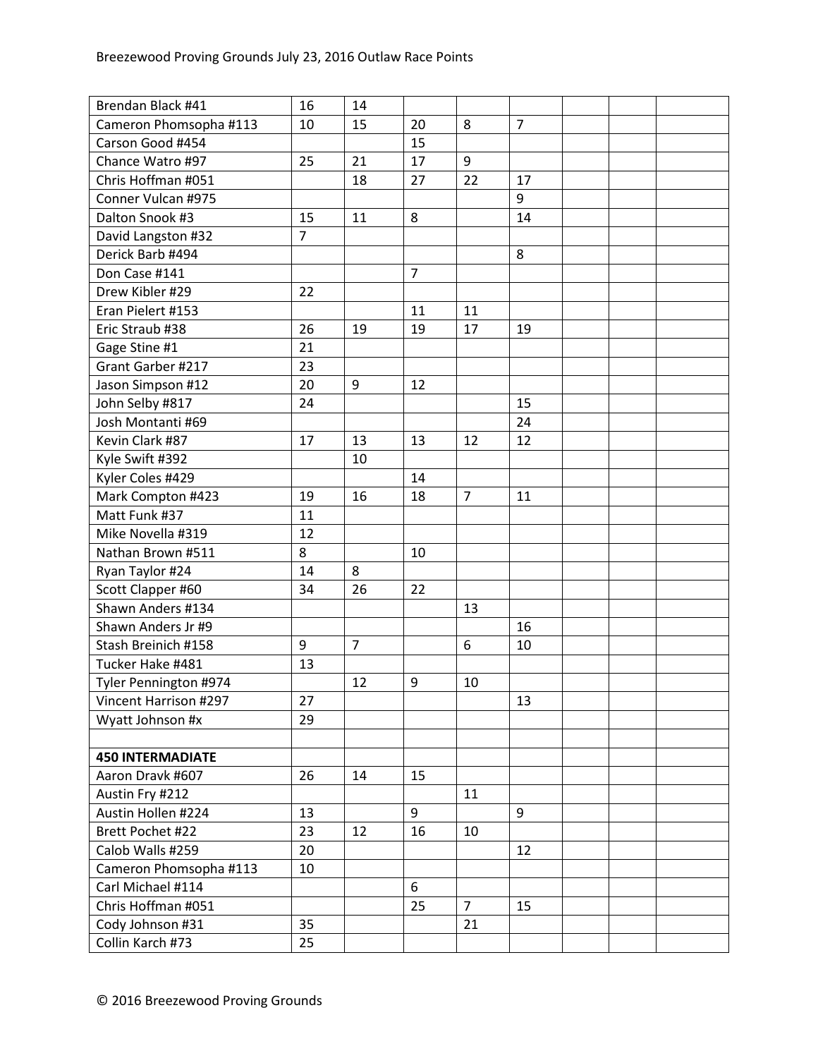| | | | | | | | | |
|---|---|---|---|---|---|---|---|---|
| Brendan Black #41 | 16 | 14 | | | | | | |
| Cameron Phomsopha #113 | 10 | 15 | 20 | 8 | 7 | | | |
| Carson Good #454 | | | 15 | | | | | |
| Chance Watro #97 | 25 | 21 | 17 | 9 | | | | |
| Chris Hoffman #051 | | 18 | 27 | 22 | 17 | | | |
| Conner Vulcan #975 | | | | | 9 | | | |
| Dalton Snook #3 | 15 | 11 | 8 | | 14 | | | |
| David Langston #32 | 7 | | | | | | | |
| Derick Barb #494 | | | | | 8 | | | |
| Don Case #141 | | | 7 | | | | | |
| Drew Kibler #29 | 22 | | | | | | | |
| Eran Pielert #153 | | | 11 | 11 | | | | |
| Eric Straub #38 | 26 | 19 | 19 | 17 | 19 | | | |
| Gage Stine #1 | 21 | | | | | | | |
| Grant Garber #217 | 23 | | | | | | | |
| Jason Simpson #12 | 20 | 9 | 12 | | | | | |
| John Selby #817 | 24 | | | | 15 | | | |
| Josh Montanti #69 | | | | | 24 | | | |
| Kevin Clark #87 | 17 | 13 | 13 | 12 | 12 | | | |
| Kyle Swift #392 | | 10 | | | | | | |
| Kyler Coles #429 | | | 14 | | | | | |
| Mark Compton #423 | 19 | 16 | 18 | 7 | 11 | | | |
| Matt Funk #37 | 11 | | | | | | | |
| Mike Novella #319 | 12 | | | | | | | |
| Nathan Brown #511 | 8 | | 10 | | | | | |
| Ryan Taylor #24 | 14 | 8 | | | | | | |
| Scott Clapper #60 | 34 | 26 | 22 | | | | | |
| Shawn Anders #134 | | | | 13 | | | | |
| Shawn Anders Jr #9 | | | | | 16 | | | |
| Stash Breinich #158 | 9 | 7 | | 6 | 10 | | | |
| Tucker Hake #481 | 13 | | | | | | | |
| Tyler Pennington #974 | | 12 | 9 | 10 | | | | |
| Vincent Harrison #297 | 27 | | | | 13 | | | |
| Wyatt Johnson #x | 29 | | | | | | | |
| | | | | | | | | |
| **450 INTERMADIATE** | | | | | | | | |
| Aaron Dravk #607 | 26 | 14 | 15 | | | | | |
| Austin Fry #212 | | | | 11 | | | | |
| Austin Hollen #224 | 13 | | 9 | | 9 | | | |
| Brett Pochet #22 | 23 | 12 | 16 | 10 | | | | |
| Calob Walls #259 | 20 | | | | 12 | | | |
| Cameron Phomsopha #113 | 10 | | | | | | | |
| Carl Michael #114 | | | 6 | | | | | |
| Chris Hoffman #051 | | | 25 | 7 | 15 | | | |
| Cody Johnson #31 | 35 | | | 21 | | | | |
| Collin Karch #73 | 25 | | | | | | | |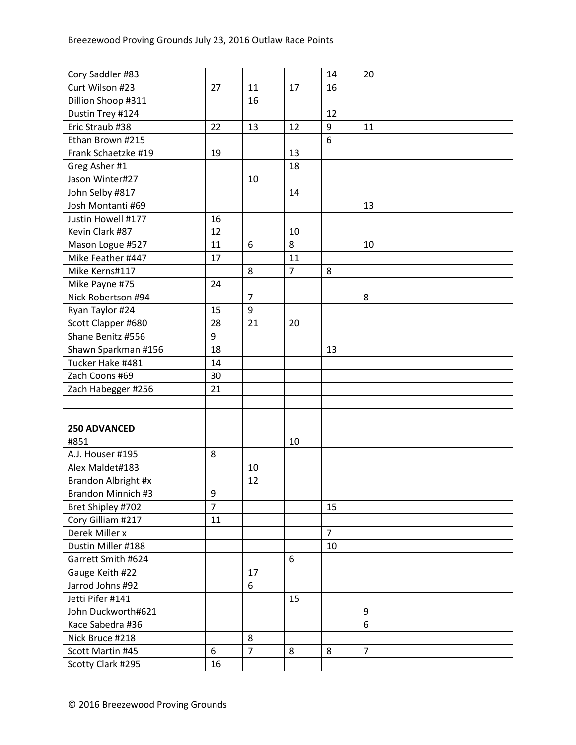| | | | | | | | | |
|---|---|---|---|---|---|---|---|---|
| Cory Saddler #83 | | | | 14 | 20 | | | |
| Curt Wilson #23 | 27 | 11 | 17 | 16 | | | | |
| Dillion Shoop #311 | | 16 | | | | | | |
| Dustin Trey #124 | | | | 12 | | | | |
| Eric Straub #38 | 22 | 13 | 12 | 9 | 11 | | | |
| Ethan Brown #215 | | | | 6 | | | | |
| Frank Schaetzke #19 | 19 | | 13 | | | | | |
| Greg Asher #1 | | | 18 | | | | | |
| Jason Winter#27 | | 10 | | | | | | |
| John Selby #817 | | | 14 | | | | | |
| Josh Montanti #69 | | | | | 13 | | | |
| Justin Howell #177 | 16 | | | | | | | |
| Kevin Clark #87 | 12 | | 10 | | | | | |
| Mason Logue #527 | 11 | 6 | 8 | | 10 | | | |
| Mike Feather #447 | 17 | | 11 | | | | | |
| Mike Kerns#117 | | 8 | 7 | 8 | | | | |
| Mike Payne #75 | 24 | | | | | | | |
| Nick Robertson #94 | | 7 | | | 8 | | | |
| Ryan Taylor #24 | 15 | 9 | | | | | | |
| Scott Clapper #680 | 28 | 21 | 20 | | | | | |
| Shane Benitz #556 | 9 | | | | | | | |
| Shawn Sparkman #156 | 18 | | | 13 | | | | |
| Tucker Hake #481 | 14 | | | | | | | |
| Zach Coons #69 | 30 | | | | | | | |
| Zach Habegger #256 | 21 | | | | | | | |
| | | | | | | | | |
| | | | | | | | | |
| **250 ADVANCED** | | | | | | | | |
| #851 | | | 10 | | | | | |
| A.J. Houser #195 | 8 | | | | | | | |
| Alex Maldet#183 | | 10 | | | | | | |
| Brandon Albright #x | | 12 | | | | | | |
| Brandon Minnich #3 | 9 | | | | | | | |
| Bret Shipley #702 | 7 | | | 15 | | | | |
| Cory Gilliam #217 | 11 | | | | | | | |
| Derek Miller x | | | | 7 | | | | |
| Dustin Miller #188 | | | | 10 | | | | |
| Garrett Smith #624 | | | 6 | | | | | |
| Gauge Keith #22 | | 17 | | | | | | |
| Jarrod Johns #92 | | 6 | | | | | | |
| Jetti Pifer #141 | | | 15 | | | | | |
| John Duckworth#621 | | | | | 9 | | | |
| Kace Sabedra #36 | | | | | 6 | | | |
| Nick Bruce #218 | | 8 | | | | | | |
| Scott Martin #45 | 6 | 7 | 8 | 8 | 7 | | | |
| Scotty Clark #295 | 16 | | | | | | | |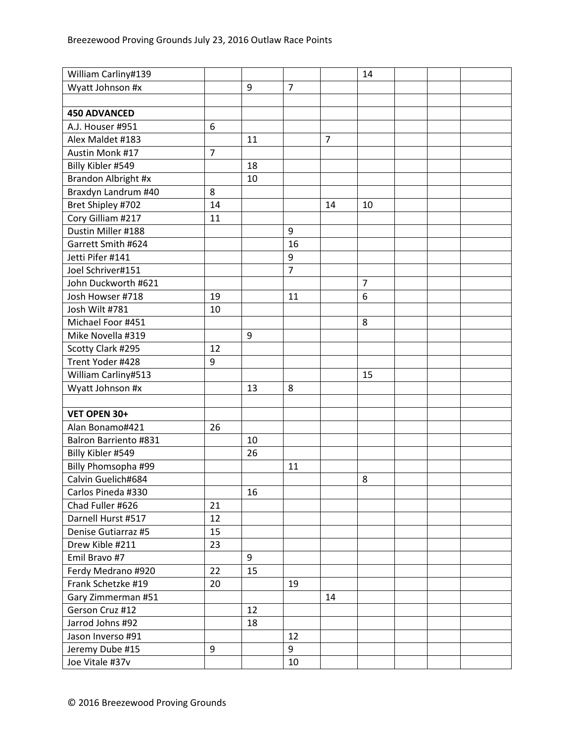| | | | | | | | | |
|---|---|---|---|---|---|---|---|---|
| William Carliny#139 | | | | | 14 | | | |
| Wyatt Johnson #x | | 9 | 7 | | | | | |
| | | | | | | | | |
| **450 ADVANCED** | | | | | | | | |
| A.J. Houser #951 | 6 | | | | | | | |
| Alex Maldet #183 | | 11 | | 7 | | | | |
| Austin Monk #17 | 7 | | | | | | | |
| Billy Kibler #549 | | 18 | | | | | | |
| Brandon Albright #x | | 10 | | | | | | |
| Braxdyn Landrum #40 | 8 | | | | | | | |
| Bret Shipley #702 | 14 | | | 14 | 10 | | | |
| Cory Gilliam #217 | 11 | | | | | | | |
| Dustin Miller #188 | | | 9 | | | | | |
| Garrett Smith #624 | | | 16 | | | | | |
| Jetti Pifer #141 | | | 9 | | | | | |
| Joel Schriver#151 | | | 7 | | | | | |
| John Duckworth #621 | | | | | 7 | | | |
| Josh Howser #718 | 19 | | 11 | | 6 | | | |
| Josh Wilt #781 | 10 | | | | | | | |
| Michael Foor #451 | | | | | 8 | | | |
| Mike Novella #319 | | 9 | | | | | | |
| Scotty Clark #295 | 12 | | | | | | | |
| Trent Yoder #428 | 9 | | | | | | | |
| William Carliny#513 | | | | | 15 | | | |
| Wyatt Johnson #x | | 13 | 8 | | | | | |
| | | | | | | | | |
| **VET OPEN 30+** | | | | | | | | |
| Alan Bonamo#421 | 26 | | | | | | | |
| Balron Barriento #831 | | 10 | | | | | | |
| Billy Kibler #549 | | 26 | | | | | | |
| Billy Phomsopha #99 | | | 11 | | | | | |
| Calvin Guelich#684 | | | | | 8 | | | |
| Carlos Pineda #330 | | 16 | | | | | | |
| Chad Fuller #626 | 21 | | | | | | | |
| Darnell Hurst #517 | 12 | | | | | | | |
| Denise Gutiarraz #5 | 15 | | | | | | | |
| Drew Kible #211 | 23 | | | | | | | |
| Emil Bravo #7 | | 9 | | | | | | |
| Ferdy Medrano #920 | 22 | 15 | | | | | | |
| Frank Schetzke #19 | 20 | | 19 | | | | | |
| Gary Zimmerman #51 | | | | 14 | | | | |
| Gerson Cruz #12 | | 12 | | | | | | |
| Jarrod Johns #92 | | 18 | | | | | | |
| Jason Inverso #91 | | | 12 | | | | | |
| Jeremy Dube #15 | 9 | | 9 | | | | | |
| Joe Vitale #37v | | | 10 | | | | | |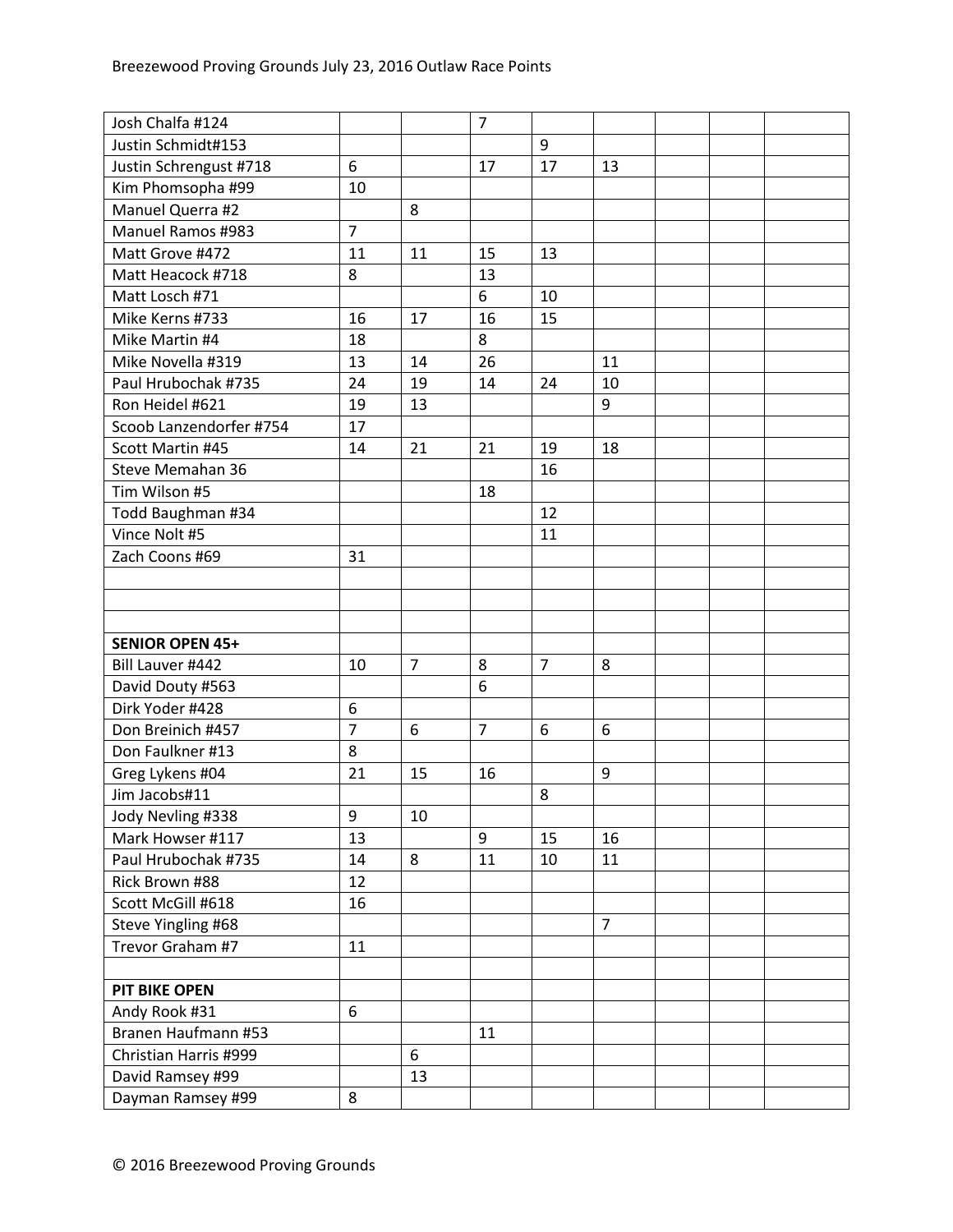| | | | | | | | | |
|---|---|---|---|---|---|---|---|---|
| Josh Chalfa #124 | | | 7 | | | | | |
| Justin Schmidt#153 | | | | 9 | | | | |
| Justin Schrengust #718 | 6 | | 17 | 17 | 13 | | | |
| Kim Phomsopha #99 | 10 | | | | | | | |
| Manuel Querra #2 | | 8 | | | | | | |
| Manuel Ramos #983 | 7 | | | | | | | |
| Matt Grove #472 | 11 | 11 | 15 | 13 | | | | |
| Matt Heacock #718 | 8 | | 13 | | | | | |
| Matt Losch #71 | | | 6 | 10 | | | | |
| Mike Kerns #733 | 16 | 17 | 16 | 15 | | | | |
| Mike Martin #4 | 18 | | 8 | | | | | |
| Mike Novella #319 | 13 | 14 | 26 | | 11 | | | |
| Paul Hrubochak #735 | 24 | 19 | 14 | 24 | 10 | | | |
| Ron Heidel #621 | 19 | 13 | | | 9 | | | |
| Scoob Lanzendorfer #754 | 17 | | | | | | | |
| Scott Martin #45 | 14 | 21 | 21 | 19 | 18 | | | |
| Steve Memahan 36 | | | | 16 | | | | |
| Tim Wilson #5 | | | 18 | | | | | |
| Todd Baughman #34 | | | | 12 | | | | |
| Vince Nolt #5 | | | | 11 | | | | |
| Zach Coons #69 | 31 | | | | | | | |
| | | | | | | | | |
| | | | | | | | | |
| | | | | | | | | |
| **SENIOR OPEN 45+** | | | | | | | | |
| Bill Lauver #442 | 10 | 7 | 8 | 7 | 8 | | | |
| David Douty #563 | | | 6 | | | | | |
| Dirk Yoder #428 | 6 | | | | | | | |
| Don Breinich #457 | 7 | 6 | 7 | 6 | 6 | | | |
| Don Faulkner #13 | 8 | | | | | | | |
| Greg Lykens #04 | 21 | 15 | 16 | | 9 | | | |
| Jim Jacobs#11 | | | | 8 | | | | |
| Jody Nevling #338 | 9 | 10 | | | | | | |
| Mark Howser #117 | 13 | | 9 | 15 | 16 | | | |
| Paul Hrubochak #735 | 14 | 8 | 11 | 10 | 11 | | | |
| Rick Brown #88 | 12 | | | | | | | |
| Scott McGill #618 | 16 | | | | | | | |
| Steve Yingling #68 | | | | | 7 | | | |
| Trevor Graham #7 | 11 | | | | | | | |
| | | | | | | | | |
| **PIT BIKE OPEN** | | | | | | | | |
| Andy Rook #31 | 6 | | | | | | | |
| Branen Haufmann #53 | | | 11 | | | | | |
| Christian Harris #999 | | 6 | | | | | | |
| David Ramsey #99 | | 13 | | | | | | |
| Dayman Ramsey #99 | 8 | | | | | | | |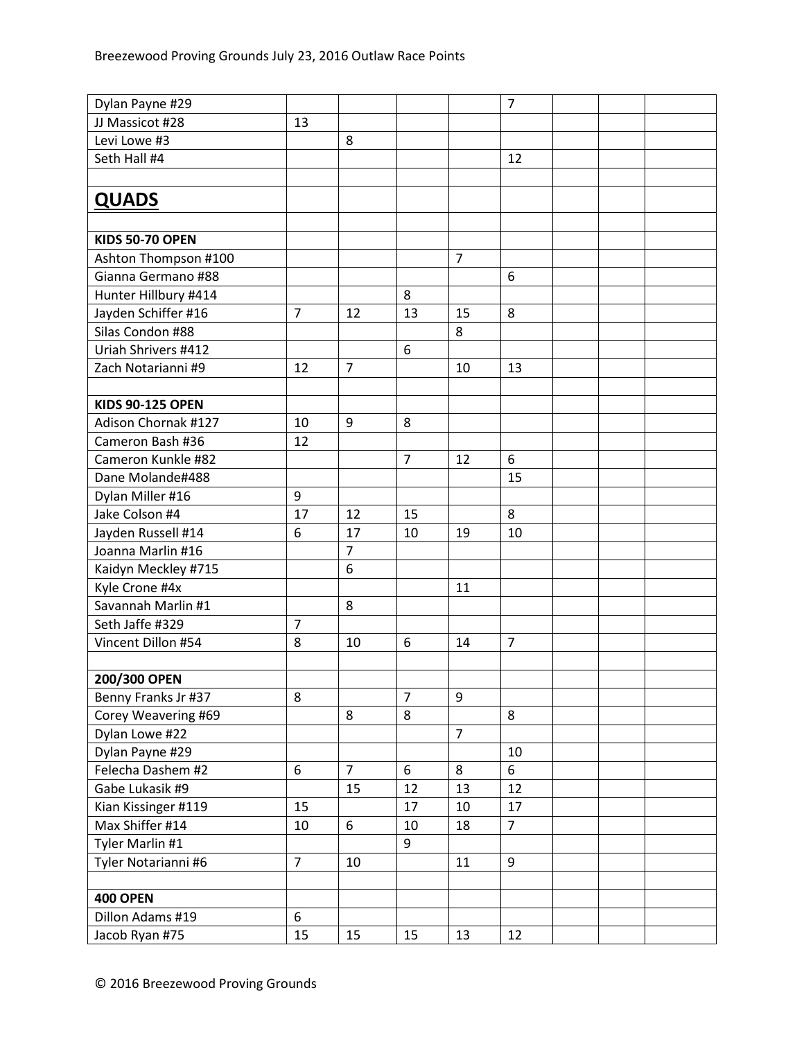| | | | | | | | | |
|---|---|---|---|---|---|---|---|---|
| Dylan Payne #29 | | | | | 7 | | | |
| JJ Massicot #28 | 13 | | | | | | | |
| Levi Lowe #3 | | 8 | | | | | | |
| Seth Hall #4 | | | | | 12 | | | |
| | | | | | | | | |
| **QUADS** | | | | | | | | |
| | | | | | | | | |
| **KIDS 50-70 OPEN** | | | | | | | | |
| Ashton Thompson #100 | | | | 7 | | | | |
| Gianna Germano #88 | | | | | 6 | | | |
| Hunter Hillbury #414 | | | 8 | | | | | |
| Jayden Schiffer #16 | 7 | 12 | 13 | 15 | 8 | | | |
| Silas Condon #88 | | | | 8 | | | | |
| Uriah Shrivers #412 | | | 6 | | | | | |
| Zach Notarianni #9 | 12 | 7 | | 10 | 13 | | | |
| | | | | | | | | |
| **KIDS 90-125 OPEN** | | | | | | | | |
| Adison Chornak #127 | 10 | 9 | 8 | | | | | |
| Cameron Bash #36 | 12 | | | | | | | |
| Cameron Kunkle #82 | | | 7 | 12 | 6 | | | |
| Dane Molande#488 | | | | | 15 | | | |
| Dylan Miller #16 | 9 | | | | | | | |
| Jake Colson #4 | 17 | 12 | 15 | | 8 | | | |
| Jayden Russell #14 | 6 | 17 | 10 | 19 | 10 | | | |
| Joanna Marlin #16 | | 7 | | | | | | |
| Kaidyn Meckley #715 | | 6 | | | | | | |
| Kyle Crone #4x | | | | 11 | | | | |
| Savannah Marlin #1 | | 8 | | | | | | |
| Seth Jaffe #329 | 7 | | | | | | | |
| Vincent Dillon #54 | 8 | 10 | 6 | 14 | 7 | | | |
| | | | | | | | | |
| **200/300 OPEN** | | | | | | | | |
| Benny Franks Jr #37 | 8 | | 7 | 9 | | | | |
| Corey Weavering #69 | | 8 | 8 | | 8 | | | |
| Dylan Lowe #22 | | | | 7 | | | | |
| Dylan Payne #29 | | | | | 10 | | | |
| Felecha Dashem #2 | 6 | 7 | 6 | 8 | 6 | | | |
| Gabe Lukasik #9 | | 15 | 12 | 13 | 12 | | | |
| Kian Kissinger #119 | 15 | | 17 | 10 | 17 | | | |
| Max Shiffer #14 | 10 | 6 | 10 | 18 | 7 | | | |
| Tyler Marlin #1 | | | 9 | | | | | |
| Tyler Notarianni #6 | 7 | 10 | | 11 | 9 | | | |
| | | | | | | | | |
| **400 OPEN** | | | | | | | | |
| Dillon Adams #19 | 6 | | | | | | | |
| Jacob Ryan #75 | 15 | 15 | 15 | 13 | 12 | | | |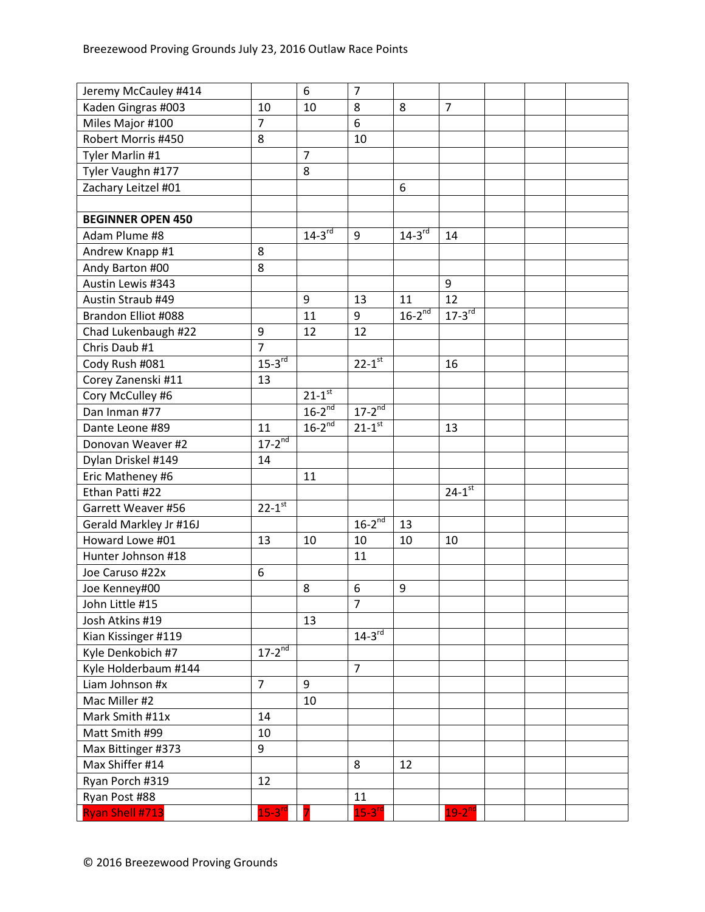| | | | | | | | | |
|---|---|---|---|---|---|---|---|---|
| Jeremy McCauley #414 | | 6 | 7 | | | | | |
| Kaden Gingras #003 | 10 | 10 | 8 | 8 | 7 | | | |
| Miles Major #100 | 7 | | 6 | | | | | |
| Robert Morris #450 | 8 | | 10 | | | | | |
| Tyler Marlin #1 | | 7 | | | | | | |
| Tyler Vaughn #177 | | 8 | | | | | | |
| Zachary Leitzel #01 | | | | 6 | | | | |
| | | | | | | | | |
| **BEGINNER OPEN 450** | | | | | | | | |
| Adam Plume #8 | | 14-3rd | 9 | 14-3rd | 14 | | | |
| Andrew Knapp #1 | 8 | | | | | | | |
| Andy Barton #00 | 8 | | | | | | | |
| Austin Lewis #343 | | | | | 9 | | | |
| Austin Straub #49 | | 9 | 13 | 11 | 12 | | | |
| Brandon Elliot #088 | | 11 | 9 | 16-2nd | 17-3rd | | | |
| Chad Lukenbaugh #22 | 9 | 12 | 12 | | | | | |
| Chris Daub #1 | 7 | | | | | | | |
| Cody Rush #081 | 15-3rd | | 22-1st | | 16 | | | |
| Corey Zanenski #11 | 13 | | | | | | | |
| Cory McCulley #6 | | 21-1st | | | | | | |
| Dan Inman #77 | | 16-2nd | 17-2nd | | | | | |
| Dante Leone #89 | 11 | 16-2nd | 21-1st | | 13 | | | |
| Donovan Weaver #2 | 17-2nd | | | | | | | |
| Dylan Driskel #149 | 14 | | | | | | | |
| Eric Matheney #6 | | 11 | | | | | | |
| Ethan Patti #22 | | | | | 24-1st | | | |
| Garrett Weaver #56 | 22-1st | | | | | | | |
| Gerald Markley Jr #16J | | | 16-2nd | 13 | | | | |
| Howard Lowe #01 | 13 | 10 | 10 | 10 | 10 | | | |
| Hunter Johnson #18 | | | 11 | | | | | |
| Joe Caruso #22x | 6 | | | | | | | |
| Joe Kenney#00 | | 8 | 6 | 9 | | | | |
| John Little #15 | | | 7 | | | | | |
| Josh Atkins #19 | | 13 | | | | | | |
| Kian Kissinger #119 | | | 14-3rd | | | | | |
| Kyle Denkobich #7 | 17-2nd | | | | | | | |
| Kyle Holderbaum #144 | | | 7 | | | | | |
| Liam Johnson #x | 7 | 9 | | | | | | |
| Mac Miller #2 | | 10 | | | | | | |
| Mark Smith #11x | 14 | | | | | | | |
| Matt Smith #99 | 10 | | | | | | | |
| Max Bittinger #373 | 9 | | | | | | | |
| Max Shiffer #14 | | | 8 | 12 | | | | |
| Ryan Porch #319 | 12 | | | | | | | |
| Ryan Post #88 | | | 11 | | | | | |
| Ryan Shell #713 | 15-3rd | 7 | 15-3rd | | 19-2nd | | | |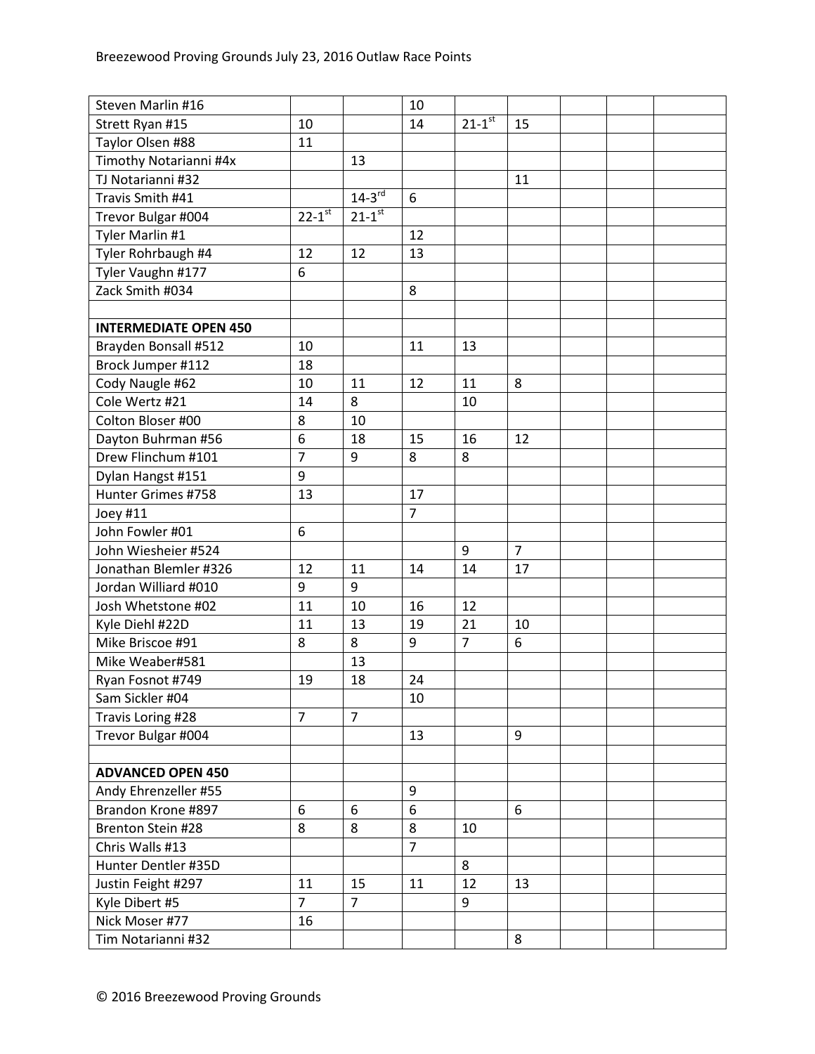| | | | | | | | | |
|---|---|---|---|---|---|---|---|---|
| Steven Marlin #16 | | | 10 | | | | | |
| Strett Ryan #15 | 10 | | 14 | 21-1st | 15 | | | |
| Taylor Olsen #88 | 11 | | | | | | | |
| Timothy Notarianni #4x | | 13 | | | | | | |
| TJ Notarianni #32 | | | | | 11 | | | |
| Travis Smith #41 | | 14-3rd | 6 | | | | | |
| Trevor Bulgar #004 | 22-1st | 21-1st | | | | | | |
| Tyler Marlin #1 | | | 12 | | | | | |
| Tyler Rohrbaugh #4 | 12 | 12 | 13 | | | | | |
| Tyler Vaughn #177 | 6 | | | | | | | |
| Zack Smith #034 | | | 8 | | | | | |
| | | | | | | | | |
| **INTERMEDIATE OPEN 450** | | | | | | | | |
| Brayden Bonsall #512 | 10 | | 11 | 13 | | | | |
| Brock Jumper #112 | 18 | | | | | | | |
| Cody Naugle #62 | 10 | 11 | 12 | 11 | 8 | | | |
| Cole Wertz #21 | 14 | 8 | | 10 | | | | |
| Colton Bloser #00 | 8 | 10 | | | | | | |
| Dayton Buhrman #56 | 6 | 18 | 15 | 16 | 12 | | | |
| Drew Flinchum #101 | 7 | 9 | 8 | 8 | | | | |
| Dylan Hangst #151 | 9 | | | | | | | |
| Hunter Grimes #758 | 13 | | 17 | | | | | |
| Joey #11 | | | 7 | | | | | |
| John Fowler #01 | 6 | | | | | | | |
| John Wiesheier #524 | | | | 9 | 7 | | | |
| Jonathan Blemler #326 | 12 | 11 | 14 | 14 | 17 | | | |
| Jordan Williard #010 | 9 | 9 | | | | | | |
| Josh Whetstone #02 | 11 | 10 | 16 | 12 | | | | |
| Kyle Diehl #22D | 11 | 13 | 19 | 21 | 10 | | | |
| Mike Briscoe #91 | 8 | 8 | 9 | 7 | 6 | | | |
| Mike Weaber#581 | | 13 | | | | | | |
| Ryan Fosnot #749 | 19 | 18 | 24 | | | | | |
| Sam Sickler #04 | | | 10 | | | | | |
| Travis Loring #28 | 7 | 7 | | | | | | |
| Trevor Bulgar #004 | | | 13 | | 9 | | | |
| | | | | | | | | |
| **ADVANCED OPEN 450** | | | | | | | | |
| Andy Ehrenzeller #55 | | | 9 | | | | | |
| Brandon Krone #897 | 6 | 6 | 6 | | 6 | | | |
| Brenton Stein #28 | 8 | 8 | 8 | 10 | | | | |
| Chris Walls #13 | | | 7 | | | | | |
| Hunter Dentler #35D | | | | 8 | | | | |
| Justin Feight #297 | 11 | 15 | 11 | 12 | 13 | | | |
| Kyle Dibert #5 | 7 | 7 | | 9 | | | | |
| Nick Moser #77 | 16 | | | | | | | |
| Tim Notarianni #32 | | | | | 8 | | | |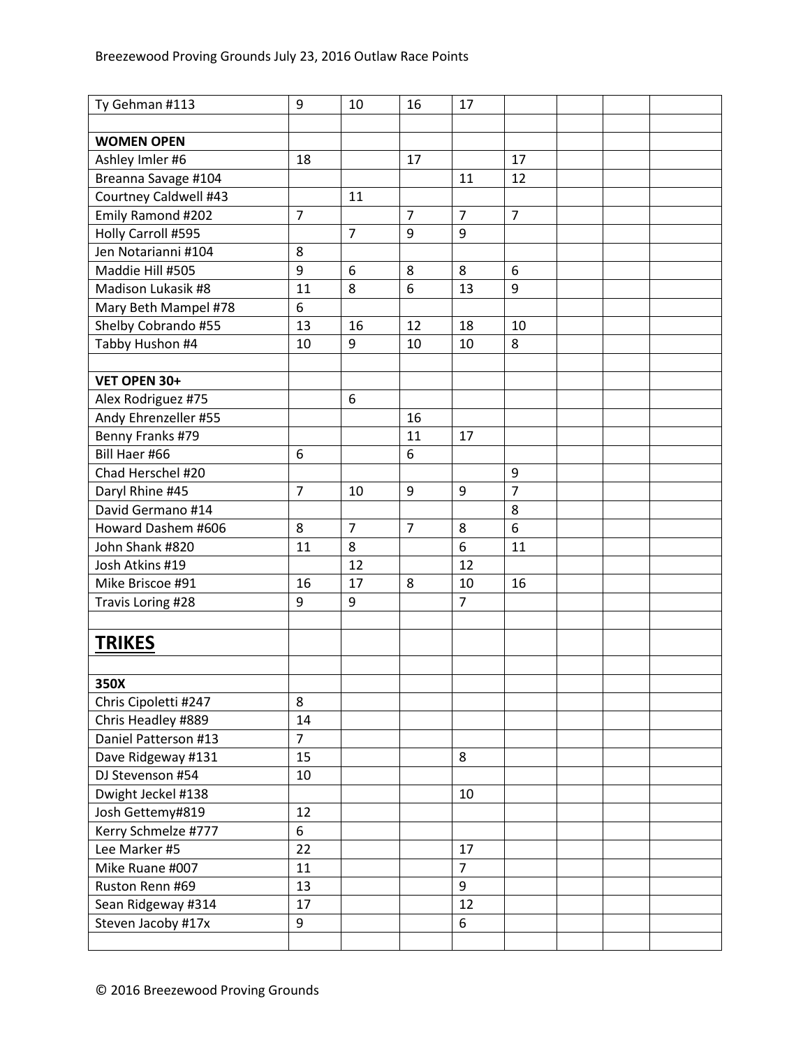| Ty Gehman #113 | 9 | 10 | 16 | 17 | | | | |
|---|---|---|---|---|---|---|---|---|
| | | | | | | | | |
| **WOMEN OPEN** | | | | | | | | |
| Ashley Imler #6 | 18 | | 17 | | 17 | | | |
| Breanna Savage #104 | | | | 11 | 12 | | | |
| Courtney Caldwell #43 | | 11 | | | | | | |
| Emily Ramond #202 | 7 | | 7 | 7 | 7 | | | |
| Holly Carroll #595 | | 7 | 9 | 9 | | | | |
| Jen Notarianni #104 | 8 | | | | | | | |
| Maddie Hill #505 | 9 | 6 | 8 | 8 | 6 | | | |
| Madison Lukasik #8 | 11 | 8 | 6 | 13 | 9 | | | |
| Mary Beth Mampel #78 | 6 | | | | | | | |
| Shelby Cobrando #55 | 13 | 16 | 12 | 18 | 10 | | | |
| Tabby Hushon #4 | 10 | 9 | 10 | 10 | 8 | | | |
| | | | | | | | | |
| **VET OPEN 30+** | | | | | | | | |
| Alex Rodriguez #75 | | 6 | | | | | | |
| Andy Ehrenzeller #55 | | | 16 | | | | | |
| Benny Franks #79 | | | 11 | 17 | | | | |
| Bill Haer #66 | 6 | | 6 | | | | | |
| Chad Herschel #20 | | | | | 9 | | | |
| Daryl Rhine #45 | 7 | 10 | 9 | 9 | 7 | | | |
| David Germano #14 | | | | | 8 | | | |
| Howard Dashem #606 | 8 | 7 | 7 | 8 | 6 | | | |
| John Shank #820 | 11 | 8 | 6 | 11 | | | | |
| Josh Atkins #19 | | 12 | | 12 | | | | |
| Mike Briscoe #91 | 16 | 17 | 8 | 10 | 16 | | | |
| Travis Loring #28 | 9 | 9 | | 7 | | | | |
| | | | | | | | | |
| **<u>TRIKES</u>** | | | | | | | | |
| | | | | | | | | |
| **350X** | | | | | | | | |
| Chris Cipoletti #247 | 8 | | | | | | | |
| Chris Headley #889 | 14 | | | | | | | |
| Daniel Patterson #13 | 7 | | | | | | | |
| Dave Ridgeway #131 | 15 | | | 8 | | | | |
| DJ Stevenson #54 | 10 | | | | | | | |
| Dwight Jeckel #138 | | | | 10 | | | | |
| Josh Gettemy#819 | 12 | | | | | | | |
| Kerry Schmelze #777 | 6 | | | | | | | |
| Lee Marker #5 | 22 | | | 17 | | | | |
| Mike Ruane #007 | 11 | | | 7 | | | | |
| Ruston Renn #69 | 13 | | | 9 | | | | |
| Sean Ridgeway #314 | 17 | | | 12 | | | | |
| Steven Jacoby #17x | 9 | | | 6 | | | | |
| | | | | | | | | |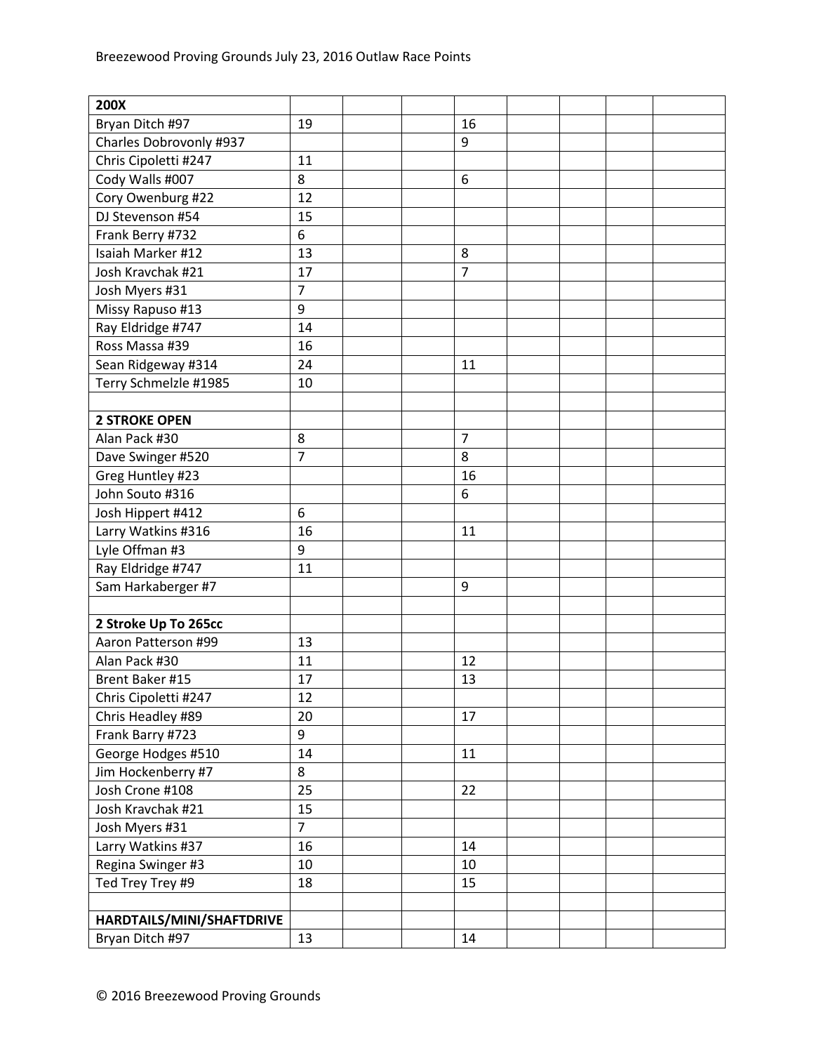| **200X** | | | | | | | | |
|---|---|---|---|---|---|---|---|---|
| Bryan Ditch #97 | 19 | | | 16 | | | | |
| Charles Dobrovonly #937 | | | | 9 | | | | |
| Chris Cipoletti #247 | 11 | | | | | | | |
| Cody Walls #007 | 8 | | | 6 | | | | |
| Cory Owenburg #22 | 12 | | | | | | | |
| DJ Stevenson #54 | 15 | | | | | | | |
| Frank Berry #732 | 6 | | | | | | | |
| Isaiah Marker #12 | 13 | | | 8 | | | | |
| Josh Kravchak #21 | 17 | | | 7 | | | | |
| Josh Myers #31 | 7 | | | | | | | |
| Missy Rapuso #13 | 9 | | | | | | | |
| Ray Eldridge #747 | 14 | | | | | | | |
| Ross Massa #39 | 16 | | | | | | | |
| Sean Ridgeway #314 | 24 | | | 11 | | | | |
| Terry Schmelzle #1985 | 10 | | | | | | | |
| | | | | | | | | |
| **2 STROKE OPEN** | | | | | | | | |
| Alan Pack #30 | 8 | | | 7 | | | | |
| Dave Swinger #520 | 7 | | | 8 | | | | |
| Greg Huntley #23 | | | | 16 | | | | |
| John Souto #316 | | | | 6 | | | | |
| Josh Hippert #412 | 6 | | | | | | | |
| Larry Watkins #316 | 16 | | | 11 | | | | |
| Lyle Offman #3 | 9 | | | | | | | |
| Ray Eldridge #747 | 11 | | | | | | | |
| Sam Harkaberger #7 | | | | 9 | | | | |
| | | | | | | | | |
| **2 Stroke Up To 265cc** | | | | | | | | |
| Aaron Patterson #99 | 13 | | | | | | | |
| Alan Pack #30 | 11 | | | 12 | | | | |
| Brent Baker #15 | 17 | | | 13 | | | | |
| Chris Cipoletti #247 | 12 | | | | | | | |
| Chris Headley #89 | 20 | | | 17 | | | | |
| Frank Barry #723 | 9 | | | | | | | |
| George Hodges #510 | 14 | | | 11 | | | | |
| Jim Hockenberry #7 | 8 | | | | | | | |
| Josh Crone #108 | 25 | | | 22 | | | | |
| Josh Kravchak #21 | 15 | | | | | | | |
| Josh Myers #31 | 7 | | | | | | | |
| Larry Watkins #37 | 16 | | | 14 | | | | |
| Regina Swinger #3 | 10 | | | 10 | | | | |
| Ted Trey Trey #9 | 18 | | | 15 | | | | |
| | | | | | | | | |
| **HARDTAILS/MINI/SHAFTDRIVE** | | | | | | | | |
| Bryan Ditch #97 | 13 | | | 14 | | | | |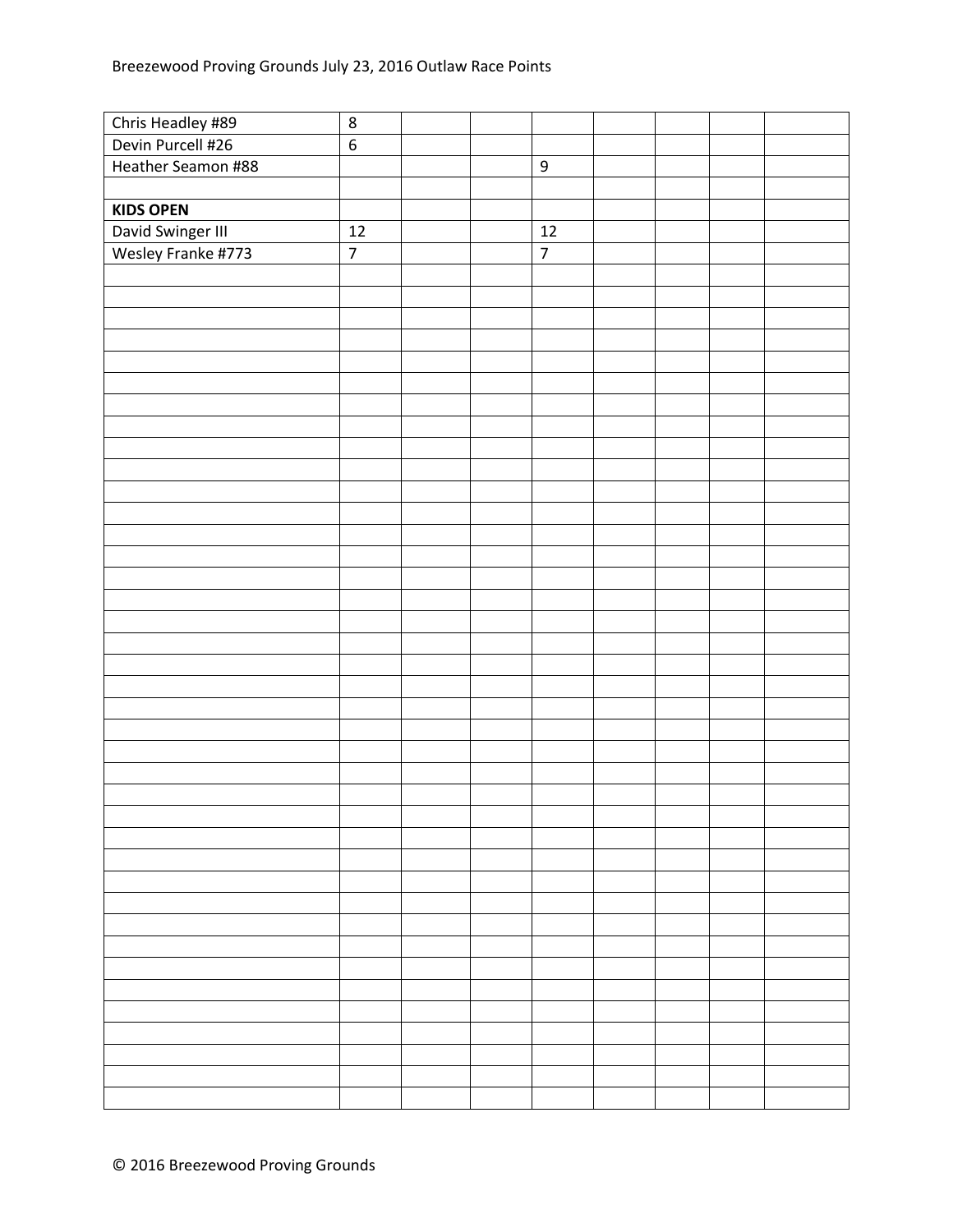| | | | | | | | | |
|---|---|---|---|---|---|---|---|---|
| Chris Headley #89 | 8 | | | | | | | |
| Devin Purcell #26 | 6 | | | | | | | |
| Heather Seamon #88 | | | | 9 | | | | |
| | | | | | | | | |
| **KIDS OPEN** | | | | | | | | |
| David Swinger III | 12 | | | 12 | | | | |
| Wesley Franke #773 | 7 | | | 7 | | | | |
| | | | | | | | | |
| | | | | | | | | |
| | | | | | | | | |
| | | | | | | | | |
| | | | | | | | | |
| | | | | | | | | |
| | | | | | | | | |
| | | | | | | | | |
| | | | | | | | | |
| | | | | | | | | |
| | | | | | | | | |
| | | | | | | | | |
| | | | | | | | | |
| | | | | | | | | |
| | | | | | | | | |
| | | | | | | | | |
| | | | | | | | | |
| | | | | | | | | |
| | | | | | | | | |
| | | | | | | | | |
| | | | | | | | | |
| | | | | | | | | |
| | | | | | | | | |
| | | | | | | | | |
| | | | | | | | | |
| | | | | | | | | |
| | | | | | | | | |
| | | | | | | | | |
| | | | | | | | | |
| | | | | | | | | |
| | | | | | | | | |
| | | | | | | | | |
| | | | | | | | | |
| | | | | | | | | |
| | | | | | | | | |
| | | | | | | | | |
| | | | | | | | | |
| | | | | | | | | |
| | | | | | | | | |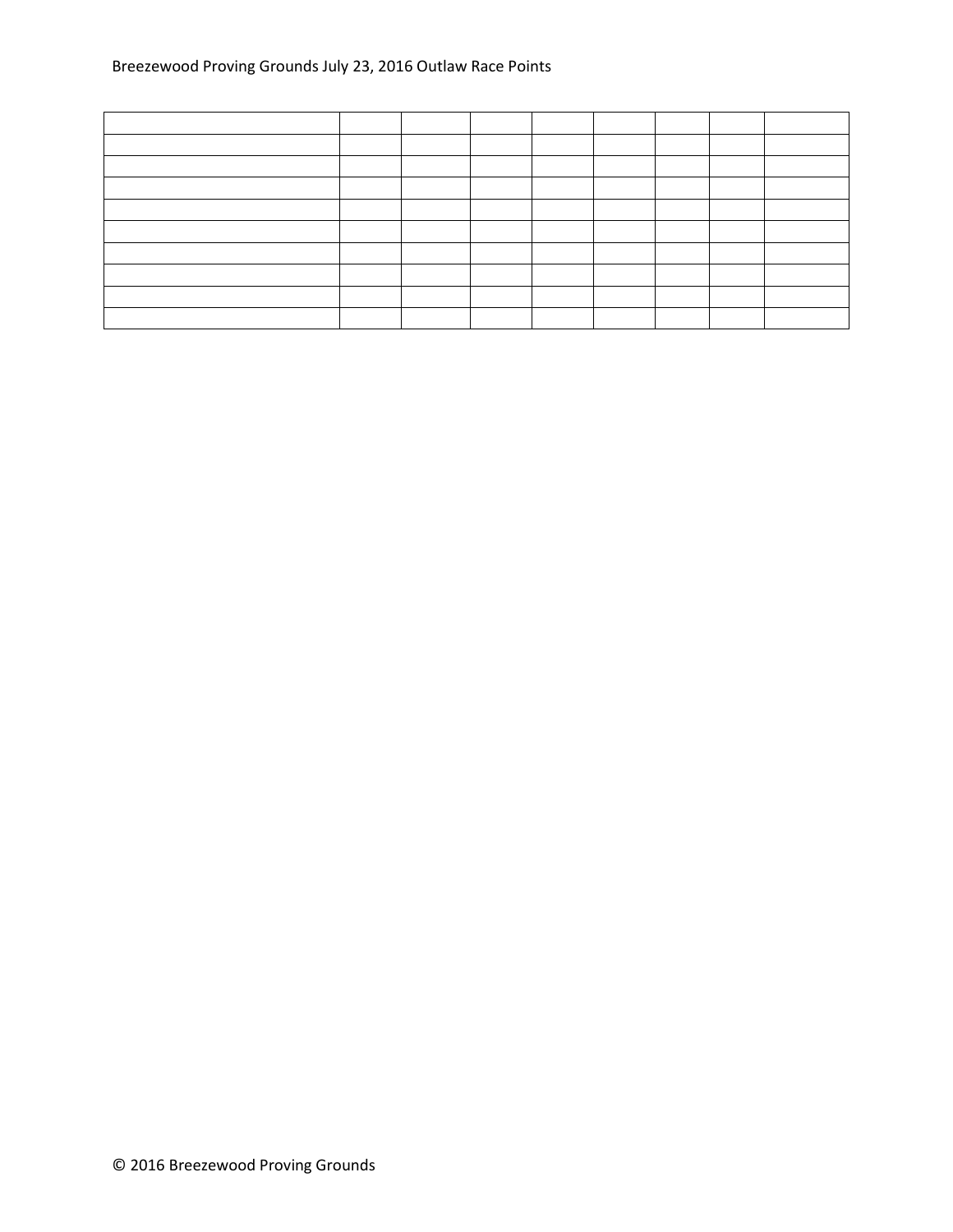Breezewood Proving Grounds July 23, 2016 Outlaw Race Points

| | | | | | | | | |
|---|---|---|---|---|---|---|---|---|
| | | | | | | | | |
| | | | | | | | | |
| | | | | | | | | |
| | | | | | | | | |
| | | | | | | | | |
| | | | | | | | | |
| | | | | | | | | |
| | | | | | | | | |
| | | | | | | | | |